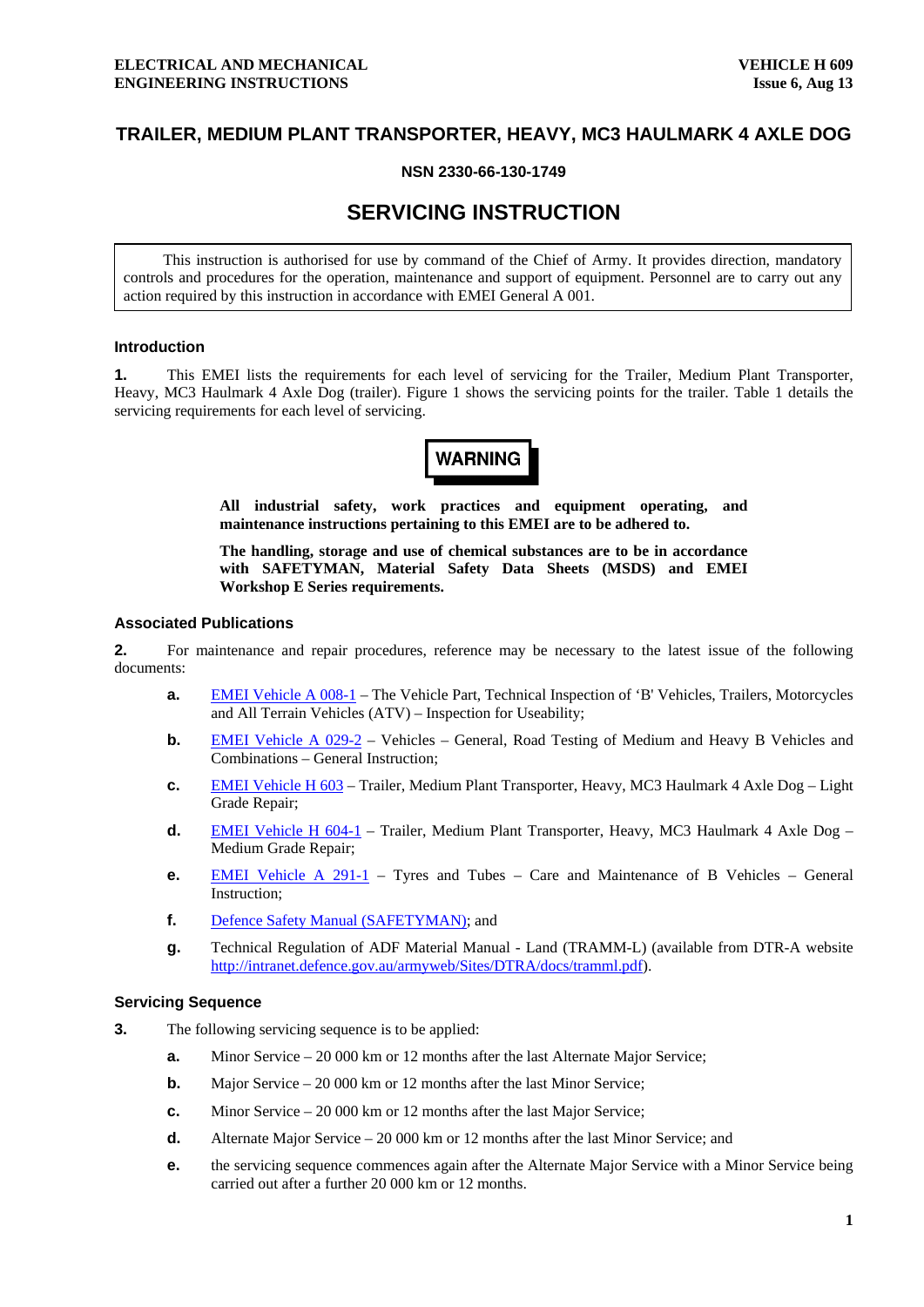**ELECTRICAL AND MECHANICAL ENGINEERING INSTRUCTIONS**

**VEHICLE H 609**
**Issue 6, Aug 13**

# TRAILER, MEDIUM PLANT TRANSPORTER, HEAVY, MC3 HAULMARK 4 AXLE DOG

**NSN 2330-66-130-1749**

# SERVICING INSTRUCTION

This instruction is authorised for use by command of the Chief of Army. It provides direction, mandatory controls and procedures for the operation, maintenance and support of equipment. Personnel are to carry out any action required by this instruction in accordance with EMEI General A 001.

## Introduction

**1.** This EMEI lists the requirements for each level of servicing for the Trailer, Medium Plant Transporter, Heavy, MC3 Haulmark 4 Axle Dog (trailer). Figure 1 shows the servicing points for the trailer. Table 1 details the servicing requirements for each level of servicing.

**WARNING**

**All industrial safety, work practices and equipment operating, and maintenance instructions pertaining to this EMEI are to be adhered to.**

**The handling, storage and use of chemical substances are to be in accordance with SAFETYMAN, Material Safety Data Sheets (MSDS) and EMEI Workshop E Series requirements.**

## Associated Publications

**2.** For maintenance and repair procedures, reference may be necessary to the latest issue of the following documents:

- **a.** EMEI Vehicle A 008-1 – The Vehicle Part, Technical Inspection of 'B' Vehicles, Trailers, Motorcycles and All Terrain Vehicles (ATV) – Inspection for Useability;
- **b.** EMEI Vehicle A 029-2 – Vehicles – General, Road Testing of Medium and Heavy B Vehicles and Combinations – General Instruction;
- **c.** EMEI Vehicle H 603 – Trailer, Medium Plant Transporter, Heavy, MC3 Haulmark 4 Axle Dog – Light Grade Repair;
- **d.** EMEI Vehicle H 604-1 – Trailer, Medium Plant Transporter, Heavy, MC3 Haulmark 4 Axle Dog – Medium Grade Repair;
- **e.** EMEI Vehicle A 291-1 – Tyres and Tubes – Care and Maintenance of B Vehicles – General Instruction;
- **f.** Defence Safety Manual (SAFETYMAN); and
- **g.** Technical Regulation of ADF Material Manual - Land (TRAMM-L) (available from DTR-A website http://intranet.defence.gov.au/armyweb/Sites/DTRA/docs/tramml.pdf).

## Servicing Sequence

**3.** The following servicing sequence is to be applied:

- **a.** Minor Service – 20 000 km or 12 months after the last Alternate Major Service;
- **b.** Major Service – 20 000 km or 12 months after the last Minor Service;
- **c.** Minor Service – 20 000 km or 12 months after the last Major Service;
- **d.** Alternate Major Service – 20 000 km or 12 months after the last Minor Service; and
- **e.** the servicing sequence commences again after the Alternate Major Service with a Minor Service being carried out after a further 20 000 km or 12 months.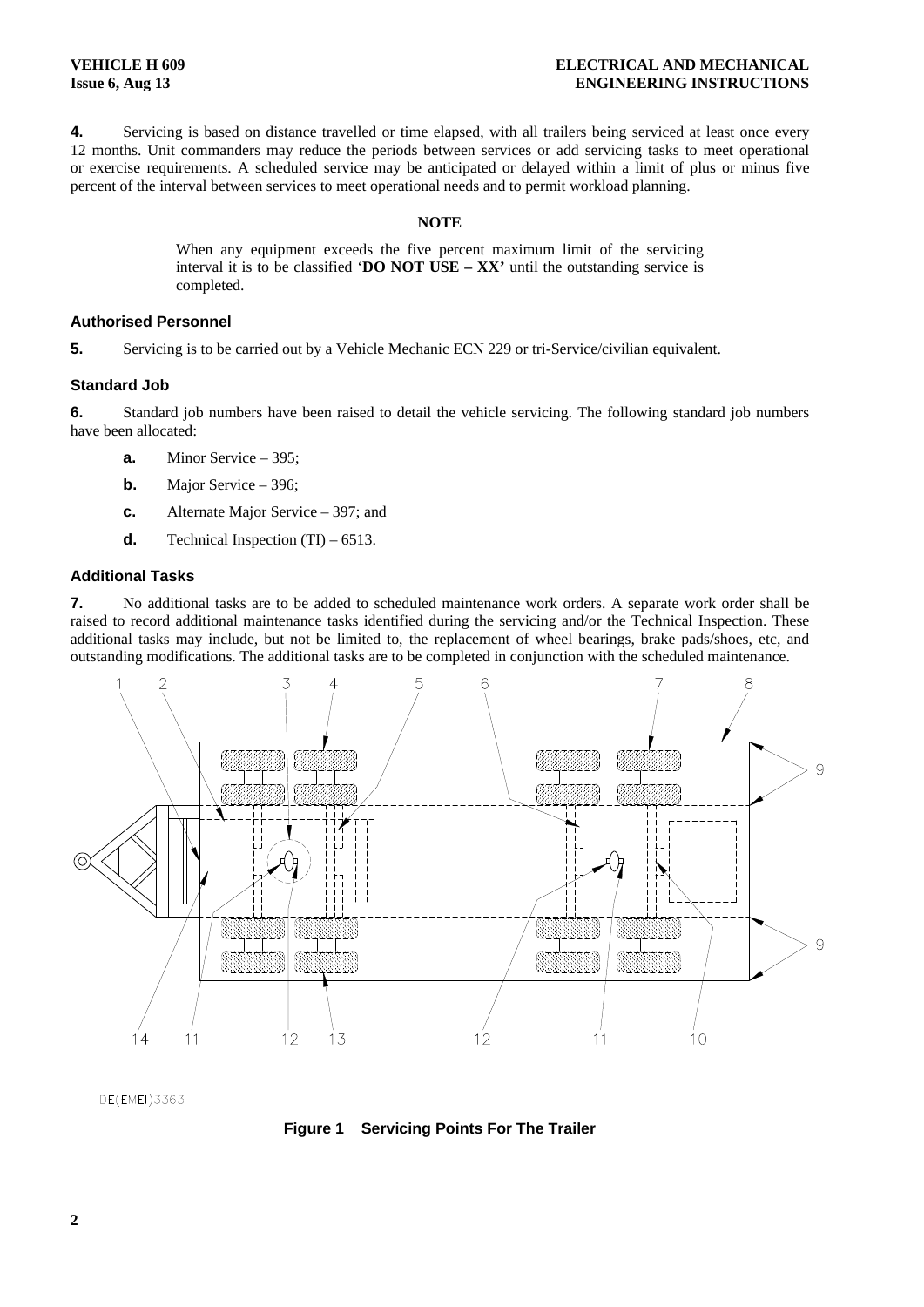**4.** Servicing is based on distance travelled or time elapsed, with all trailers being serviced at least once every 12 months. Unit commanders may reduce the periods between services or add servicing tasks to meet operational or exercise requirements. A scheduled service may be anticipated or delayed within a limit of plus or minus five percent of the interval between services to meet operational needs and to permit workload planning.

**NOTE**

When any equipment exceeds the five percent maximum limit of the servicing interval it is to be classified '**DO NOT USE – XX'** until the outstanding service is completed.

### Authorised Personnel

**5.** Servicing is to be carried out by a Vehicle Mechanic ECN 229 or tri-Service/civilian equivalent.

### Standard Job

**6.** Standard job numbers have been raised to detail the vehicle servicing. The following standard job numbers have been allocated:

- **a.** Minor Service – 395;
- **b.** Major Service – 396;
- **c.** Alternate Major Service – 397; and
- **d.** Technical Inspection (TI) – 6513.

### Additional Tasks

**7.** No additional tasks are to be added to scheduled maintenance work orders. A separate work order shall be raised to record additional maintenance tasks identified during the servicing and/or the Technical Inspection. These additional tasks may include, but not be limited to, the replacement of wheel bearings, brake pads/shoes, etc, and outstanding modifications. The additional tasks are to be completed in conjunction with the scheduled maintenance.

DE(EMEI)3363

**Figure 1 Servicing Points For The Trailer**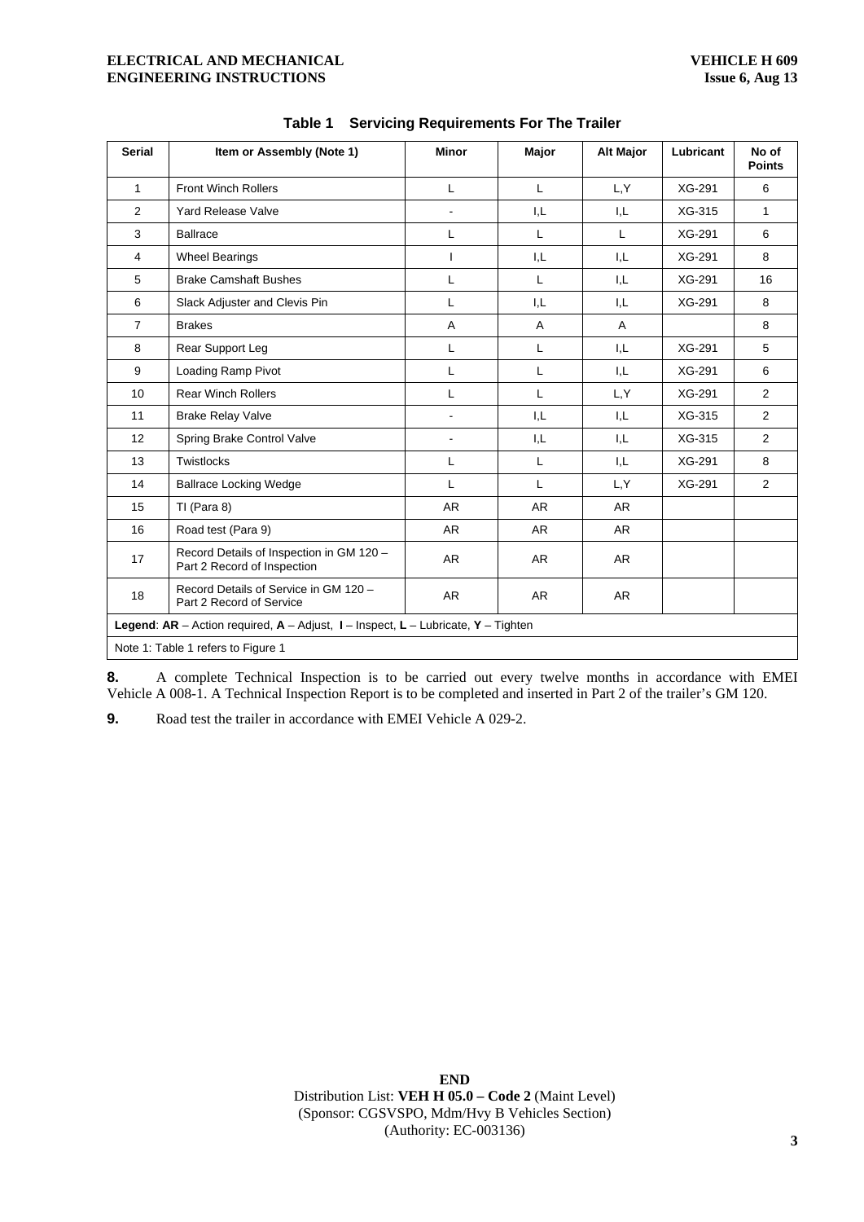**Table 1 Servicing Requirements For The Trailer**

| Serial | Item or Assembly (Note 1) | Minor | Major | Alt Major | Lubricant | No of Points |
|---|---|---|---|---|---|---|
| 1 | Front Winch Rollers | L | L | L,Y | XG-291 | 6 |
| 2 | Yard Release Valve | - | I,L | I,L | XG-315 | 1 |
| 3 | Ballrace | L | L | L | XG-291 | 6 |
| 4 | Wheel Bearings | I | I,L | I,L | XG-291 | 8 |
| 5 | Brake Camshaft Bushes | L | L | I,L | XG-291 | 16 |
| 6 | Slack Adjuster and Clevis Pin | L | I,L | I,L | XG-291 | 8 |
| 7 | Brakes | A | A | A | | 8 |
| 8 | Rear Support Leg | L | L | I,L | XG-291 | 5 |
| 9 | Loading Ramp Pivot | L | L | I,L | XG-291 | 6 |
| 10 | Rear Winch Rollers | L | L | L,Y | XG-291 | 2 |
| 11 | Brake Relay Valve | - | I,L | I,L | XG-315 | 2 |
| 12 | Spring Brake Control Valve | - | I,L | I,L | XG-315 | 2 |
| 13 | Twistlocks | L | L | I,L | XG-291 | 8 |
| 14 | Ballrace Locking Wedge | L | L | L,Y | XG-291 | 2 |
| 15 | TI (Para 8) | AR | AR | AR | | |
| 16 | Road test (Para 9) | AR | AR | AR | | |
| 17 | Record Details of Inspection in GM 120 – Part 2 Record of Inspection | AR | AR | AR | | |
| 18 | Record Details of Service in GM 120 – Part 2 Record of Service | AR | AR | AR | | |
| **Legend**: **AR** – Action required, **A** – Adjust, **I** – Inspect, **L** – Lubricate, **Y** – Tighten | | | | | | |
| Note 1: Table 1 refers to Figure 1 | | | | | | |

**8.** A complete Technical Inspection is to be carried out every twelve months in accordance with EMEI Vehicle A 008-1. A Technical Inspection Report is to be completed and inserted in Part 2 of the trailer's GM 120.

**9.** Road test the trailer in accordance with EMEI Vehicle A 029-2.

**END**

Distribution List: **VEH H 05.0 – Code 2** (Maint Level)
(Sponsor: CGSVSPO, Mdm/Hvy B Vehicles Section)
(Authority: EC-003136)